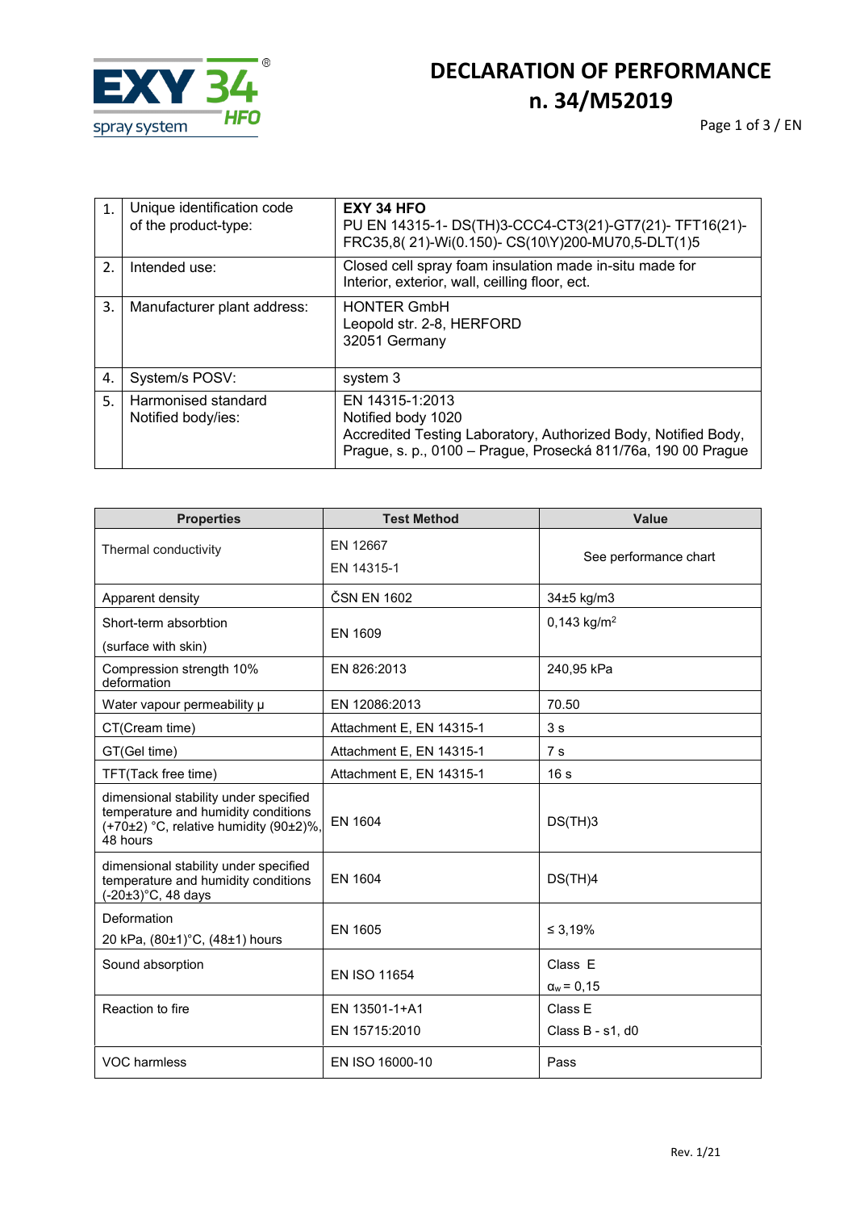# DECLARATION OF PERFORMANCE n. 34/M52019

| 1. | Unique identification code of the product-type: | **EXY 34 HFO** PU EN 14315-1- DS(TH)3-CCC4-CT3(21)-GT7(21)- TFT16(21)- FRC35,8( 21)-Wi(0.150)- CS(10\Y)200-MU70,5-DLT(1)5 |
|---|---|---|
| 2. | Intended use: | Closed cell spray foam insulation made in-situ made for Interior, exterior, wall, ceilling floor, ect. |
| 3. | Manufacturer plant address: | HONTER GmbH Leopold str. 2-8, HERFORD 32051 Germany |
| 4. | System/s POSV: | system 3 |
| 5. | Harmonised standard Notified body/ies: | EN 14315-1:2013 Notified body 1020 Accredited Testing Laboratory, Authorized Body, Notified Body, Prague, s. p., 0100 – Prague, Prosecká 811/76a, 190 00 Prague |

| Properties | Test Method | Value |
|---|---|---|
| Thermal conductivity | EN 12667 EN 14315-1 | See performance chart |
| Apparent density | ČSN EN 1602 | 34±5 kg/m3 |
| Short-term absorbtion (surface with skin) | EN 1609 | 0,143 kg/m$^2$ |
| Compression strength 10% deformation | EN 826:2013 | 240,95 kPa |
| Water vapour permeability μ | EN 12086:2013 | 70.50 |
| CT(Cream time) | Attachment E, EN 14315-1 | 3 s |
| GT(Gel time) | Attachment E, EN 14315-1 | 7 s |
| TFT(Tack free time) | Attachment E, EN 14315-1 | 16 s |
| dimensional stability under specified temperature and humidity conditions (+70±2) °C, relative humidity (90±2)%, 48 hours | EN 1604 | DS(TH)3 |
| dimensional stability under specified temperature and humidity conditions (-20±3)°C, 48 days | EN 1604 | DS(TH)4 |
| Deformation 20 kPa, (80±1)°C, (48±1) hours | EN 1605 | ≤ 3,19% |
| Sound absorption | EN ISO 11654 | Class E $\alpha_w$ = 0,15 |
| Reaction to fire | EN 13501-1+A1 EN 15715:2010 | Class E Class B - s1, d0 |
| VOC harmless | EN ISO 16000-10 | Pass |

Rev. 1/21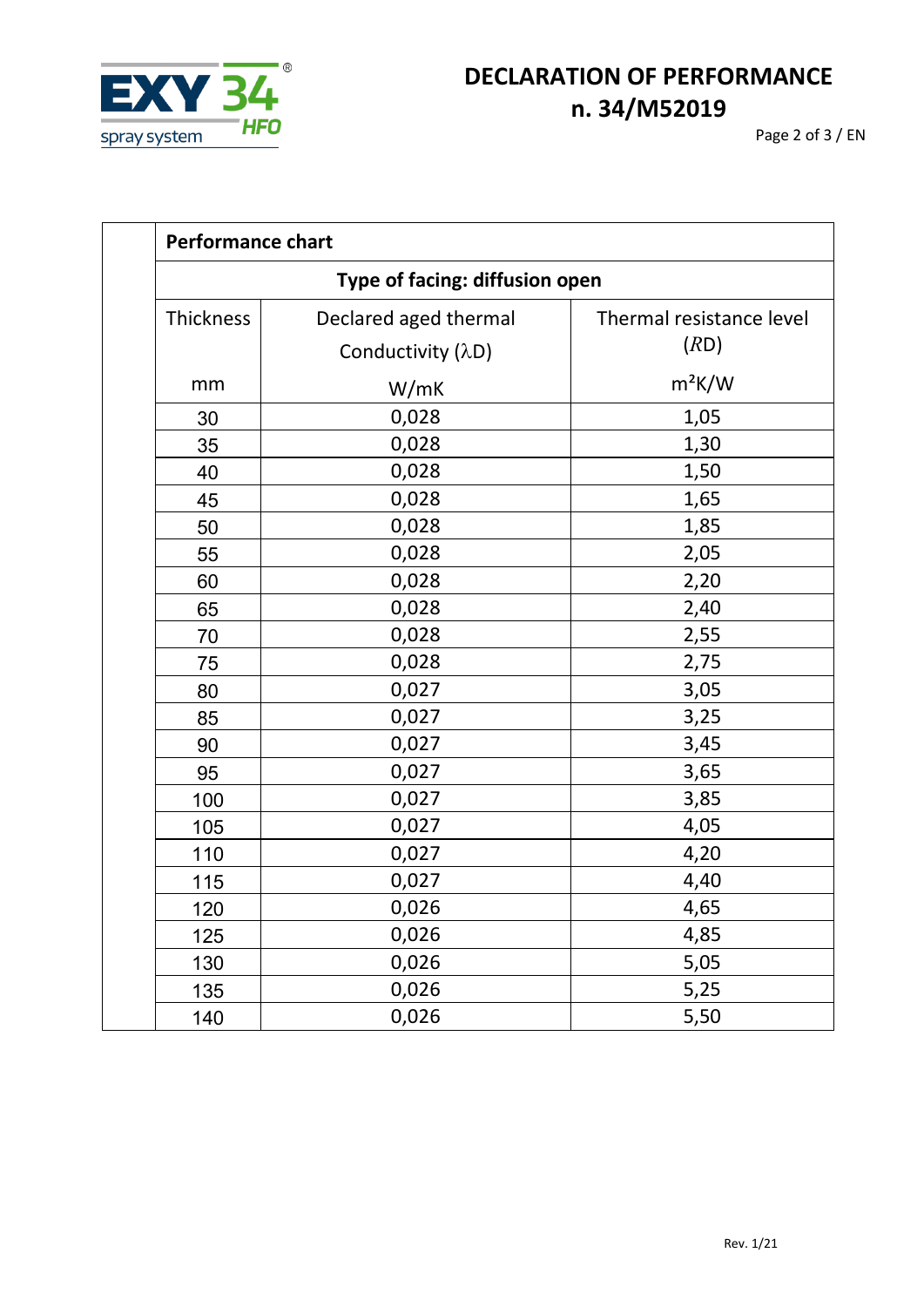| Performance chart | | |
|---|---|---|
| **Type of facing: diffusion open** | | |
| Thickness<br>mm | Declared aged thermal Conductivity ($\lambda D$)<br>W/mK | Thermal resistance level ($RD$)<br>$m^2K/W$ |
| 30 | 0,028 | 1,05 |
| 35 | 0,028 | 1,30 |
| 40 | 0,028 | 1,50 |
| 45 | 0,028 | 1,65 |
| 50 | 0,028 | 1,85 |
| 55 | 0,028 | 2,05 |
| 60 | 0,028 | 2,20 |
| 65 | 0,028 | 2,40 |
| 70 | 0,028 | 2,55 |
| 75 | 0,028 | 2,75 |
| 80 | 0,027 | 3,05 |
| 85 | 0,027 | 3,25 |
| 90 | 0,027 | 3,45 |
| 95 | 0,027 | 3,65 |
| 100 | 0,027 | 3,85 |
| 105 | 0,027 | 4,05 |
| 110 | 0,027 | 4,20 |
| 115 | 0,027 | 4,40 |
| 120 | 0,026 | 4,65 |
| 125 | 0,026 | 4,85 |
| 130 | 0,026 | 5,05 |
| 135 | 0,026 | 5,25 |
| 140 | 0,026 | 5,50 |

Rev. 1/21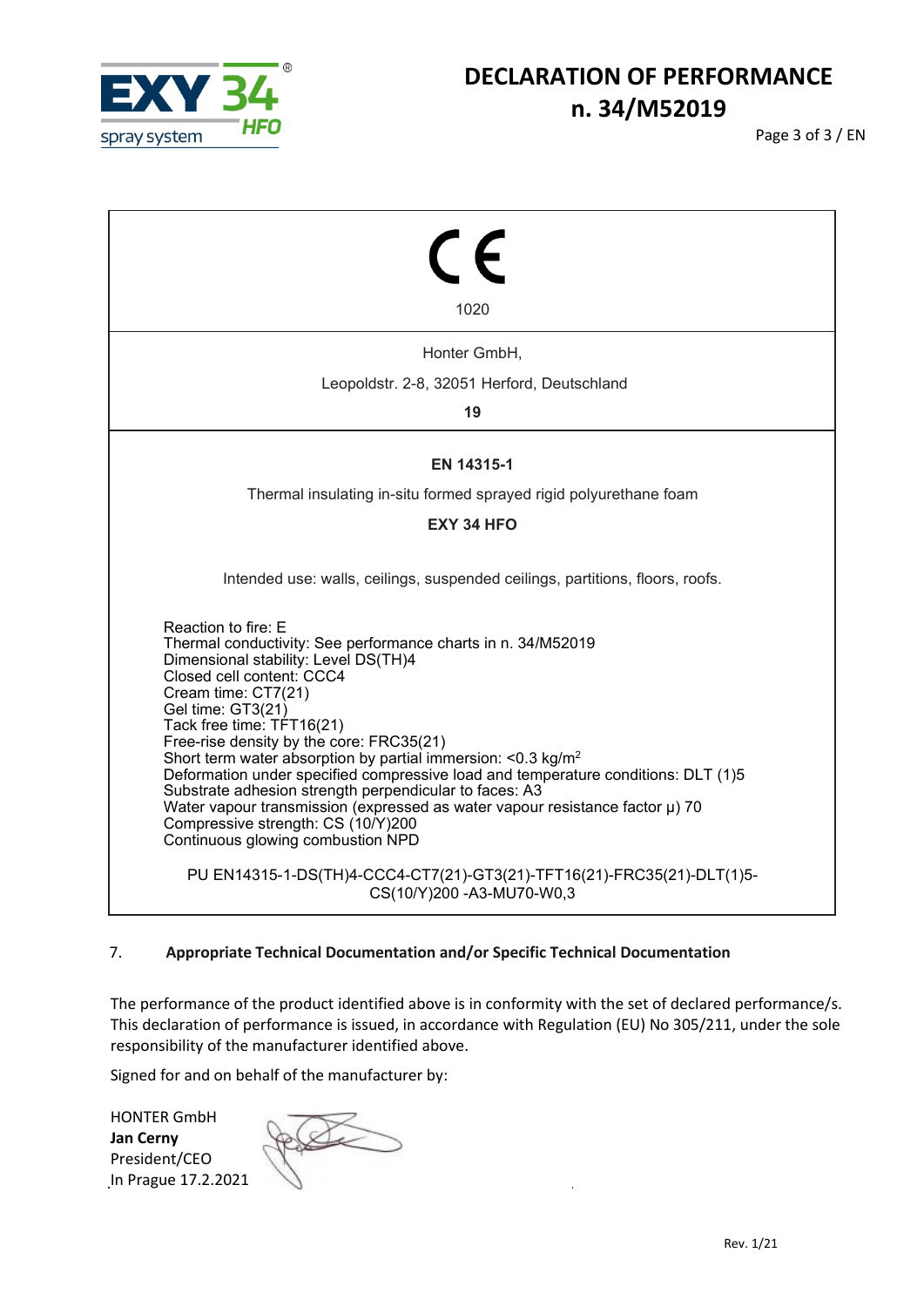CE

1020

Honter GmbH,

Leopoldstr. 2-8, 32051 Herford, Deutschland

**19**

**EN 14315-1**

Thermal insulating in-situ formed sprayed rigid polyurethane foam

**EXY 34 HFO**

Intended use: walls, ceilings, suspended ceilings, partitions, floors, roofs.

Reaction to fire: E
Thermal conductivity: See performance charts in n. 34/M52019
Dimensional stability: Level DS(TH)4
Closed cell content: CCC4
Cream time: CT7(21)
Gel time: GT3(21)
Tack free time: TFT16(21)
Free-rise density by the core: FRC35(21)
Short term water absorption by partial immersion: <0.3 kg/m$^2$
Deformation under specified compressive load and temperature conditions: DLT (1)5
Substrate adhesion strength perpendicular to faces: A3
Water vapour transmission (expressed as water vapour resistance factor μ) 70
Compressive strength: CS (10/Y)200
Continuous glowing combustion NPD

PU EN14315-1-DS(TH)4-CCC4-CT7(21)-GT3(21)-TFT16(21)-FRC35(21)-DLT(1)5-CS(10/Y)200 -A3-MU70-W0,3

7. **Appropriate Technical Documentation and/or Specific Technical Documentation**

The performance of the product identified above is in conformity with the set of declared performance/s. This declaration of performance is issued, in accordance with Regulation (EU) No 305/211, under the sole responsibility of the manufacturer identified above.

Signed for and on behalf of the manufacturer by:

HONTER GmbH
**Jan Cerny**
President/CEO
In Prague 17.2.2021

Rev. 1/21